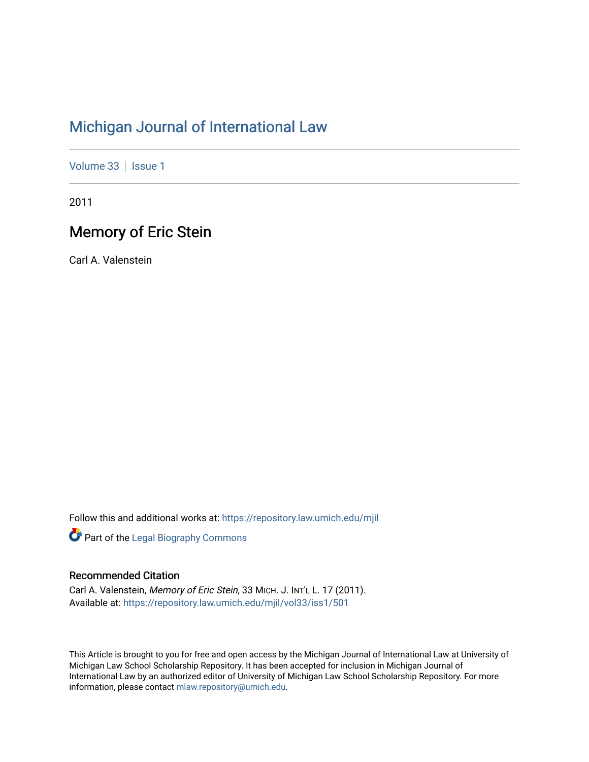# Michigan Journal of International Law

Volume 33 | Issue 1

2011

## Memory of Eric Stein

Carl A. Valenstein

Follow this and additional works at: https://repository.law.umich.edu/mjil

Part of the Legal Biography Commons

### Recommended Citation

Carl A. Valenstein, *Memory of Eric Stein*, 33 MICH. J. INT'L L. 17 (2011).
Available at: https://repository.law.umich.edu/mjil/vol33/iss1/501

This Article is brought to you for free and open access by the Michigan Journal of International Law at University of Michigan Law School Scholarship Repository. It has been accepted for inclusion in Michigan Journal of International Law by an authorized editor of University of Michigan Law School Scholarship Repository. For more information, please contact mlaw.repository@umich.edu.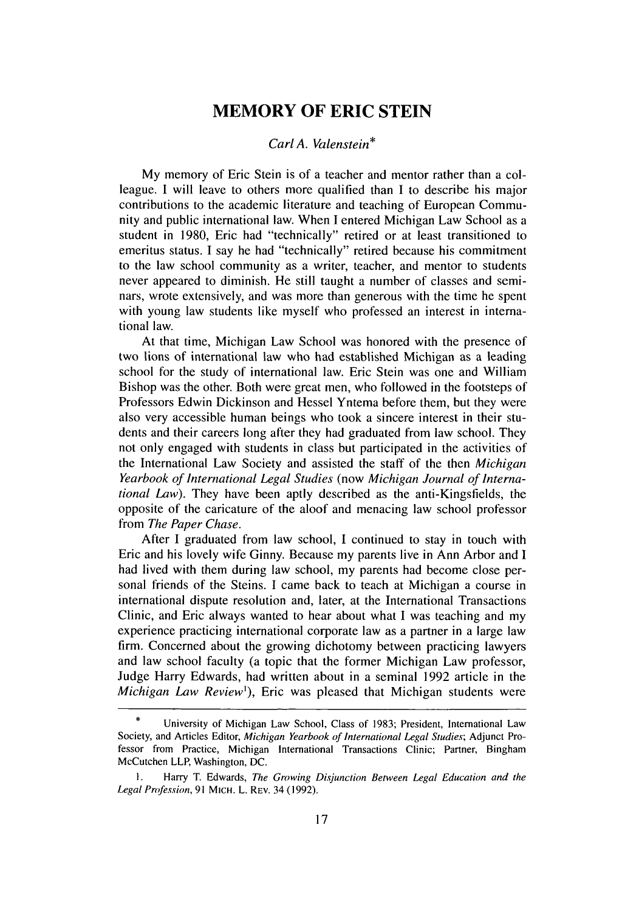# MEMORY OF ERIC STEIN

*Carl A. Valenstein**

My memory of Eric Stein is of a teacher and mentor rather than a colleague. I will leave to others more qualified than I to describe his major contributions to the academic literature and teaching of European Community and public international law. When I entered Michigan Law School as a student in 1980, Eric had "technically" retired or at least transitioned to emeritus status. I say he had "technically" retired because his commitment to the law school community as a writer, teacher, and mentor to students never appeared to diminish. He still taught a number of classes and seminars, wrote extensively, and was more than generous with the time he spent with young law students like myself who professed an interest in international law.

At that time, Michigan Law School was honored with the presence of two lions of international law who had established Michigan as a leading school for the study of international law. Eric Stein was one and William Bishop was the other. Both were great men, who followed in the footsteps of Professors Edwin Dickinson and Hessel Yntema before them, but they were also very accessible human beings who took a sincere interest in their students and their careers long after they had graduated from law school. They not only engaged with students in class but participated in the activities of the International Law Society and assisted the staff of the then *Michigan Yearbook of International Legal Studies* (now *Michigan Journal of International Law*). They have been aptly described as the anti-Kingsfields, the opposite of the caricature of the aloof and menacing law school professor from *The Paper Chase*.

After I graduated from law school, I continued to stay in touch with Eric and his lovely wife Ginny. Because my parents live in Ann Arbor and I had lived with them during law school, my parents had become close personal friends of the Steins. I came back to teach at Michigan a course in international dispute resolution and, later, at the International Transactions Clinic, and Eric always wanted to hear about what I was teaching and my experience practicing international corporate law as a partner in a large law firm. Concerned about the growing dichotomy between practicing lawyers and law school faculty (a topic that the former Michigan Law professor, Judge Harry Edwards, had written about in a seminal 1992 article in the *Michigan Law Review*[1]), Eric was pleased that Michigan students were

---

\* University of Michigan Law School, Class of 1983; President, International Law Society, and Articles Editor, *Michigan Yearbook of International Legal Studies*; Adjunct Professor from Practice, Michigan International Transactions Clinic; Partner, Bingham McCutchen LLP, Washington, DC.

1. Harry T. Edwards, *The Growing Disjunction Between Legal Education and the Legal Profession*, 91 MICH. L. REV. 34 (1992).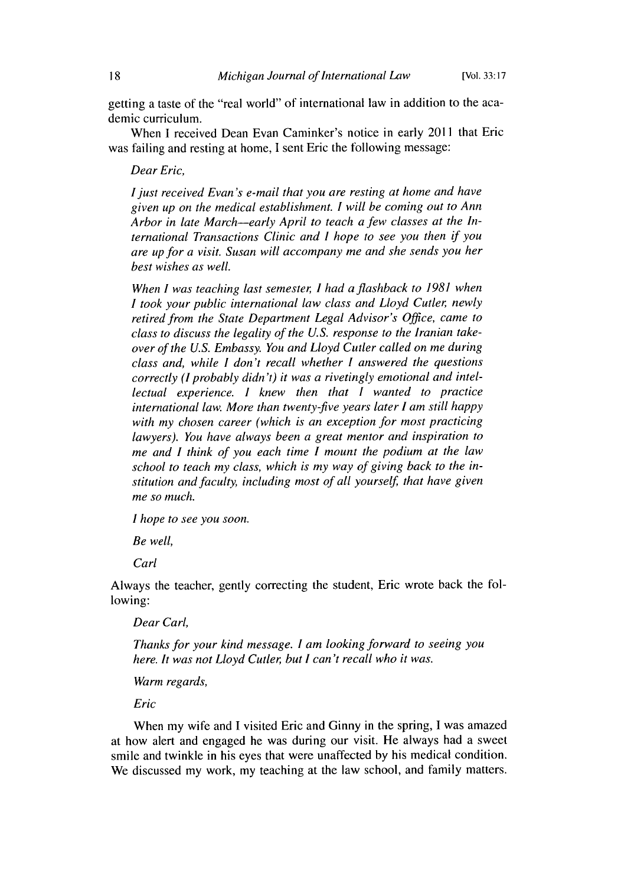getting a taste of the "real world" of international law in addition to the academic curriculum.

When I received Dean Evan Caminker's notice in early 2011 that Eric was failing and resting at home, I sent Eric the following message:

> *Dear Eric,*
>
> *I just received Evan's e-mail that you are resting at home and have given up on the medical establishment. I will be coming out to Ann Arbor in late March—early April to teach a few classes at the International Transactions Clinic and I hope to see you then if you are up for a visit. Susan will accompany me and she sends you her best wishes as well.*
>
> *When I was teaching last semester, I had a flashback to 1981 when I took your public international law class and Lloyd Cutler, newly retired from the State Department Legal Advisor's Office, came to class to discuss the legality of the U.S. response to the Iranian takeover of the U.S. Embassy. You and Lloyd Cutler called on me during class and, while I don't recall whether I answered the questions correctly (I probably didn't) it was a rivetingly emotional and intellectual experience. I knew then that I wanted to practice international law. More than twenty-five years later I am still happy with my chosen career (which is an exception for most practicing lawyers). You have always been a great mentor and inspiration to me and I think of you each time I mount the podium at the law school to teach my class, which is my way of giving back to the institution and faculty, including most of all yourself, that have given me so much.*
>
> *I hope to see you soon.*
>
> *Be well,*
>
> *Carl*

Always the teacher, gently correcting the student, Eric wrote back the following:

> *Dear Carl,*
>
> *Thanks for your kind message. I am looking forward to seeing you here. It was not Lloyd Cutler, but I can't recall who it was.*
>
> *Warm regards,*
>
> *Eric*

When my wife and I visited Eric and Ginny in the spring, I was amazed at how alert and engaged he was during our visit. He always had a sweet smile and twinkle in his eyes that were unaffected by his medical condition. We discussed my work, my teaching at the law school, and family matters.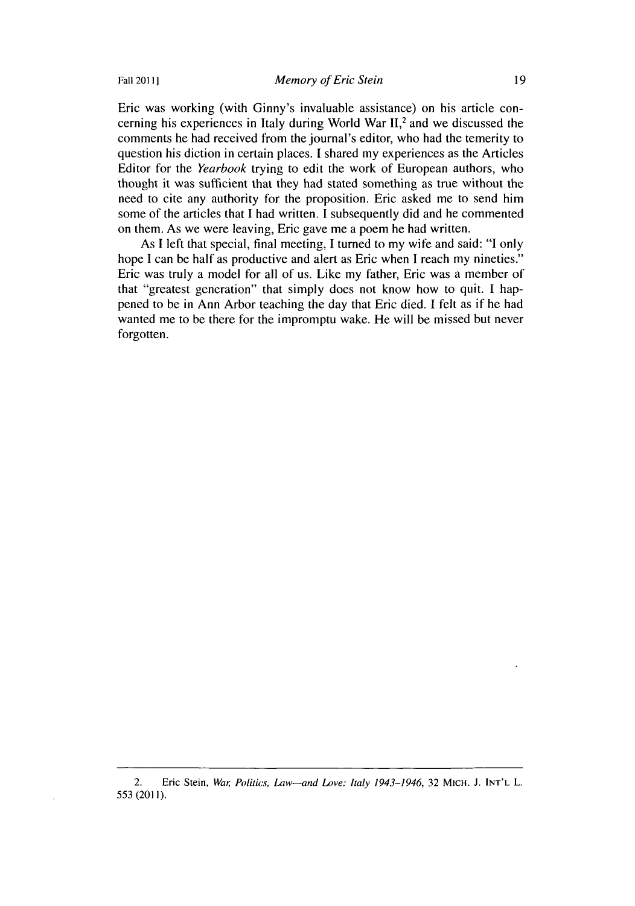Eric was working (with Ginny's invaluable assistance) on his article concerning his experiences in Italy during World War II,[2] and we discussed the comments he had received from the journal's editor, who had the temerity to question his diction in certain places. I shared my experiences as the Articles Editor for the *Yearbook* trying to edit the work of European authors, who thought it was sufficient that they had stated something as true without the need to cite any authority for the proposition. Eric asked me to send him some of the articles that I had written. I subsequently did and he commented on them. As we were leaving, Eric gave me a poem he had written.

As I left that special, final meeting, I turned to my wife and said: "I only hope I can be half as productive and alert as Eric when I reach my nineties." Eric was truly a model for all of us. Like my father, Eric was a member of that "greatest generation" that simply does not know how to quit. I happened to be in Ann Arbor teaching the day that Eric died. I felt as if he had wanted me to be there for the impromptu wake. He will be missed but never forgotten.

---

2. Eric Stein, *War, Politics, Law—and Love: Italy 1943–1946*, 32 MICH. J. INT'L L. 553 (2011).